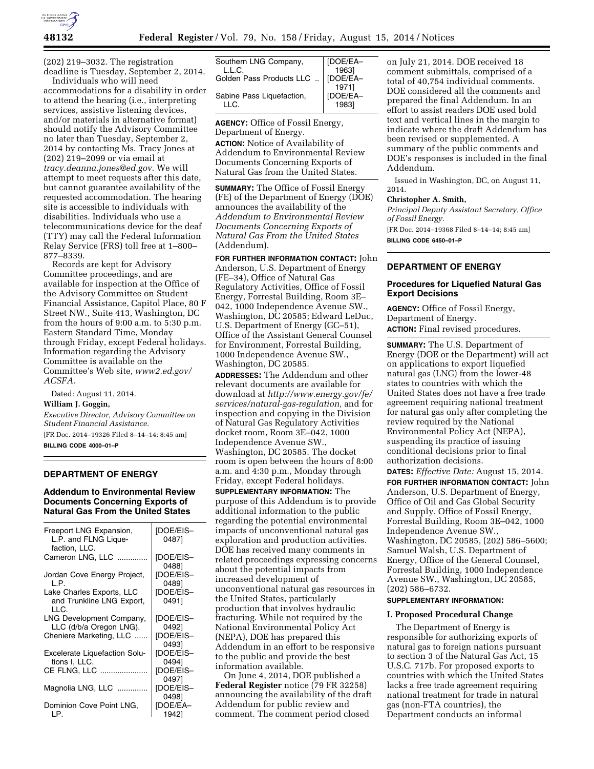(202) 219–3032. The registration deadline is Tuesday, September 2, 2014.

Individuals who will need accommodations for a disability in order to attend the hearing (i.e., interpreting services, assistive listening devices, and/or materials in alternative format) should notify the Advisory Committee no later than Tuesday, September 2, 2014 by contacting Ms. Tracy Jones at (202) 219–2099 or via email at *tracy.deanna.jones@ed.gov*. We will attempt to meet requests after this date, but cannot guarantee availability of the requested accommodation. The hearing site is accessible to individuals with disabilities. Individuals who use a telecommunications device for the deaf (TTY) may call the Federal Information Relay Service (FRS) toll free at 1–800–877–8339.

Records are kept for Advisory Committee proceedings, and are available for inspection at the Office of the Advisory Committee on Student Financial Assistance, Capitol Place, 80 F Street NW., Suite 413, Washington, DC from the hours of 9:00 a.m. to 5:30 p.m. Eastern Standard Time, Monday through Friday, except Federal holidays. Information regarding the Advisory Committee is available on the Committee's Web site, *www2.ed.gov/ACSFA*.

Dated: August 11, 2014.

**William J. Goggin,**

*Executive Director, Advisory Committee on Student Financial Assistance.*

[FR Doc. 2014–19326 Filed 8–14–14; 8:45 am]

**BILLING CODE 4000–01–P**

## DEPARTMENT OF ENERGY

### Addendum to Environmental Review Documents Concerning Exports of Natural Gas From the United States

| | |
|---|---|
| Freeport LNG Expansion, L.P. and FLNG Liquefaction, LLC. | [DOE/EIS–0487] |
| Cameron LNG, LLC | [DOE/EIS–0488] |
| Jordan Cove Energy Project, L.P. | [DOE/EIS–0489] |
| Lake Charles Exports, LLC and Trunkline LNG Export, LLC. | [DOE/EIS–0491] |
| LNG Development Company, LLC (d/b/a Oregon LNG). | [DOE/EIS–0492] |
| Cheniere Marketing, LLC | [DOE/EIS–0493] |
| Excelerate Liquefaction Solutions I, LLC. | [DOE/EIS–0494] |
| CE FLNG, LLC | [DOE/EIS–0497] |
| Magnolia LNG, LLC | [DOE/EIS–0498] |
| Dominion Cove Point LNG, LP. | [DOE/EA–1942] |
| Southern LNG Company, L.L.C. | [DOE/EA–1963] |
| Golden Pass Products LLC | [DOE/EA–1971] |
| Sabine Pass Liquefaction, LLC. | [DOE/EA–1983] |

**AGENCY:** Office of Fossil Energy, Department of Energy.

**ACTION:** Notice of Availability of Addendum to Environmental Review Documents Concerning Exports of Natural Gas from the United States.

**SUMMARY:** The Office of Fossil Energy (FE) of the Department of Energy (DOE) announces the availability of the *Addendum to Environmental Review Documents Concerning Exports of Natural Gas From the United States* (Addendum).

**FOR FURTHER INFORMATION CONTACT:** John Anderson, U.S. Department of Energy (FE–34), Office of Natural Gas Regulatory Activities, Office of Fossil Energy, Forrestal Building, Room 3E–042, 1000 Independence Avenue SW., Washington, DC 20585; Edward LeDuc, U.S. Department of Energy (GC–51), Office of the Assistant General Counsel for Environment, Forrestal Building, 1000 Independence Avenue SW., Washington, DC 20585.

**ADDRESSES:** The Addendum and other relevant documents are available for download at *http://www.energy.gov/fe/services/natural-gas-regulation,* and for inspection and copying in the Division of Natural Gas Regulatory Activities docket room, Room 3E–042, 1000 Independence Avenue SW., Washington, DC 20585. The docket room is open between the hours of 8:00 a.m. and 4:30 p.m., Monday through Friday, except Federal holidays.

**SUPPLEMENTARY INFORMATION:** The purpose of this Addendum is to provide additional information to the public regarding the potential environmental impacts of unconventional natural gas exploration and production activities. DOE has received many comments in related proceedings expressing concerns about the potential impacts from increased development of unconventional natural gas resources in the United States, particularly production that involves hydraulic fracturing. While not required by the National Environmental Policy Act (NEPA), DOE has prepared this Addendum in an effort to be responsive to the public and provide the best information available.

On June 4, 2014, DOE published a **Federal Register** notice (79 FR 32258) announcing the availability of the draft Addendum for public review and comment. The comment period closed on July 21, 2014. DOE received 18 comment submittals, comprised of a total of 40,754 individual comments. DOE considered all the comments and prepared the final Addendum. In an effort to assist readers DOE used bold text and vertical lines in the margin to indicate where the draft Addendum has been revised or supplemented. A summary of the public comments and DOE's responses is included in the final Addendum.

Issued in Washington, DC, on August 11, 2014.

**Christopher A. Smith,**

*Principal Deputy Assistant Secretary, Office of Fossil Energy.*

[FR Doc. 2014–19368 Filed 8–14–14; 8:45 am]

**BILLING CODE 6450–01–P**

## DEPARTMENT OF ENERGY

### Procedures for Liquefied Natural Gas Export Decisions

**AGENCY:** Office of Fossil Energy, Department of Energy.

**ACTION:** Final revised procedures.

**SUMMARY:** The U.S. Department of Energy (DOE or the Department) will act on applications to export liquefied natural gas (LNG) from the lower-48 states to countries with which the United States does not have a free trade agreement requiring national treatment for natural gas only after completing the review required by the National Environmental Policy Act (NEPA), suspending its practice of issuing conditional decisions prior to final authorization decisions.

**DATES:** *Effective Date:* August 15, 2014.

**FOR FURTHER INFORMATION CONTACT:** John Anderson, U.S. Department of Energy, Office of Oil and Gas Global Security and Supply, Office of Fossil Energy, Forrestal Building, Room 3E–042, 1000 Independence Avenue SW., Washington, DC 20585, (202) 586–5600; Samuel Walsh, U.S. Department of Energy, Office of the General Counsel, Forrestal Building, 1000 Independence Avenue SW., Washington, DC 20585, (202) 586–6732.

**SUPPLEMENTARY INFORMATION:**

**I. Proposed Procedural Change**

The Department of Energy is responsible for authorizing exports of natural gas to foreign nations pursuant to section 3 of the Natural Gas Act, 15 U.S.C. 717b. For proposed exports to countries with which the United States lacks a free trade agreement requiring national treatment for trade in natural gas (non-FTA countries), the Department conducts an informal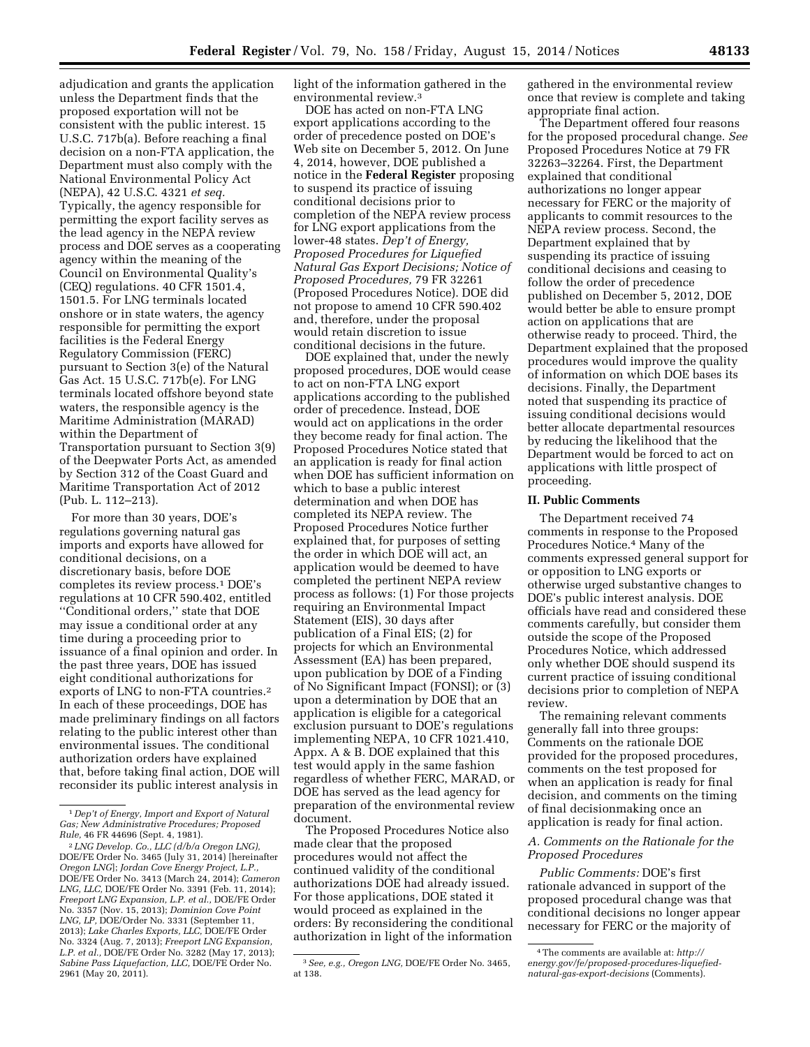adjudication and grants the application unless the Department finds that the proposed exportation will not be consistent with the public interest. 15 U.S.C. 717b(a). Before reaching a final decision on a non-FTA application, the Department must also comply with the National Environmental Policy Act (NEPA), 42 U.S.C. 4321 *et seq.* Typically, the agency responsible for permitting the export facility serves as the lead agency in the NEPA review process and DOE serves as a cooperating agency within the meaning of the Council on Environmental Quality's (CEQ) regulations. 40 CFR 1501.4, 1501.5. For LNG terminals located onshore or in state waters, the agency responsible for permitting the export facilities is the Federal Energy Regulatory Commission (FERC) pursuant to Section 3(e) of the Natural Gas Act. 15 U.S.C. 717b(e). For LNG terminals located offshore beyond state waters, the responsible agency is the Maritime Administration (MARAD) within the Department of Transportation pursuant to Section 3(9) of the Deepwater Ports Act, as amended by Section 312 of the Coast Guard and Maritime Transportation Act of 2012 (Pub. L. 112–213).

For more than 30 years, DOE's regulations governing natural gas imports and exports have allowed for conditional decisions, on a discretionary basis, before DOE completes its review process.[1] DOE's regulations at 10 CFR 590.402, entitled ''Conditional orders,'' state that DOE may issue a conditional order at any time during a proceeding prior to issuance of a final opinion and order. In the past three years, DOE has issued eight conditional authorizations for exports of LNG to non-FTA countries.[2] In each of these proceedings, DOE has made preliminary findings on all factors relating to the public interest other than environmental issues. The conditional authorization orders have explained that, before taking final action, DOE will reconsider its public interest analysis in light of the information gathered in the environmental review.[3]

DOE has acted on non-FTA LNG export applications according to the order of precedence posted on DOE's Web site on December 5, 2012. On June 4, 2014, however, DOE published a notice in the **Federal Register** proposing to suspend its practice of issuing conditional decisions prior to completion of the NEPA review process for LNG export applications from the lower-48 states. *Dep't of Energy, Proposed Procedures for Liquefied Natural Gas Export Decisions; Notice of Proposed Procedures,* 79 FR 32261 (Proposed Procedures Notice). DOE did not propose to amend 10 CFR 590.402 and, therefore, under the proposal would retain discretion to issue conditional decisions in the future.

DOE explained that, under the newly proposed procedures, DOE would cease to act on non-FTA LNG export applications according to the published order of precedence. Instead, DOE would act on applications in the order they become ready for final action. The Proposed Procedures Notice stated that an application is ready for final action when DOE has sufficient information on which to base a public interest determination and when DOE has completed its NEPA review. The Proposed Procedures Notice further explained that, for purposes of setting the order in which DOE will act, an application would be deemed to have completed the pertinent NEPA review process as follows: (1) For those projects requiring an Environmental Impact Statement (EIS), 30 days after publication of a Final EIS; (2) for projects for which an Environmental Assessment (EA) has been prepared, upon publication by DOE of a Finding of No Significant Impact (FONSI); or (3) upon a determination by DOE that an application is eligible for a categorical exclusion pursuant to DOE's regulations implementing NEPA, 10 CFR 1021.410, Appx. A & B. DOE explained that this test would apply in the same fashion regardless of whether FERC, MARAD, or DOE has served as the lead agency for preparation of the environmental review document.

The Proposed Procedures Notice also made clear that the proposed procedures would not affect the continued validity of the conditional authorizations DOE had already issued. For those applications, DOE stated it would proceed as explained in the orders: By reconsidering the conditional authorization in light of the information gathered in the environmental review once that review is complete and taking appropriate final action.

The Department offered four reasons for the proposed procedural change. *See* Proposed Procedures Notice at 79 FR 32263–32264. First, the Department explained that conditional authorizations no longer appear necessary for FERC or the majority of applicants to commit resources to the NEPA review process. Second, the Department explained that by suspending its practice of issuing conditional decisions and ceasing to follow the order of precedence published on December 5, 2012, DOE would better be able to ensure prompt action on applications that are otherwise ready to proceed. Third, the Department explained that the proposed procedures would improve the quality of information on which DOE bases its decisions. Finally, the Department noted that suspending its practice of issuing conditional decisions would better allocate departmental resources by reducing the likelihood that the Department would be forced to act on applications with little prospect of proceeding.

## II. Public Comments

The Department received 74 comments in response to the Proposed Procedures Notice.[4] Many of the comments expressed general support for or opposition to LNG exports or otherwise urged substantive changes to DOE's public interest analysis. DOE officials have read and considered these comments carefully, but consider them outside the scope of the Proposed Procedures Notice, which addressed only whether DOE should suspend its current practice of issuing conditional decisions prior to completion of NEPA review.

The remaining relevant comments generally fall into three groups: Comments on the rationale DOE provided for the proposed procedures, comments on the test proposed for when an application is ready for final decision, and comments on the timing of final decisionmaking once an application is ready for final action.

### *A. Comments on the Rationale for the Proposed Procedures*

*Public Comments:* DOE's first rationale advanced in support of the proposed procedural change was that conditional decisions no longer appear necessary for FERC or the majority of

---

[1] *Dep't of Energy, Import and Export of Natural Gas; New Administrative Procedures; Proposed Rule,* 46 FR 44696 (Sept. 4, 1981).

[2] *LNG Develop. Co., LLC (d/b/a Oregon LNG),* DOE/FE Order No. 3465 (July 31, 2014) [hereinafter *Oregon LNG*]; *Jordan Cove Energy Project, L.P.,* DOE/FE Order No. 3413 (March 24, 2014); *Cameron LNG, LLC,* DOE/FE Order No. 3391 (Feb. 11, 2014); *Freeport LNG Expansion, L.P. et al.,* DOE/FE Order No. 3357 (Nov. 15, 2013); *Dominion Cove Point LNG, LP,* DOE/Order No. 3331 (September 11, 2013); *Lake Charles Exports, LLC,* DOE/FE Order No. 3324 (Aug. 7, 2013); *Freeport LNG Expansion, L.P. et al.,* DOE/FE Order No. 3282 (May 17, 2013); *Sabine Pass Liquefaction, LLC,* DOE/FE Order No. 2961 (May 20, 2011).

[3] *See, e.g., Oregon LNG,* DOE/FE Order No. 3465, at 138.

[4] The comments are available at: *http://energy.gov/fe/proposed-procedures-liquefied-natural-gas-export-decisions* (Comments).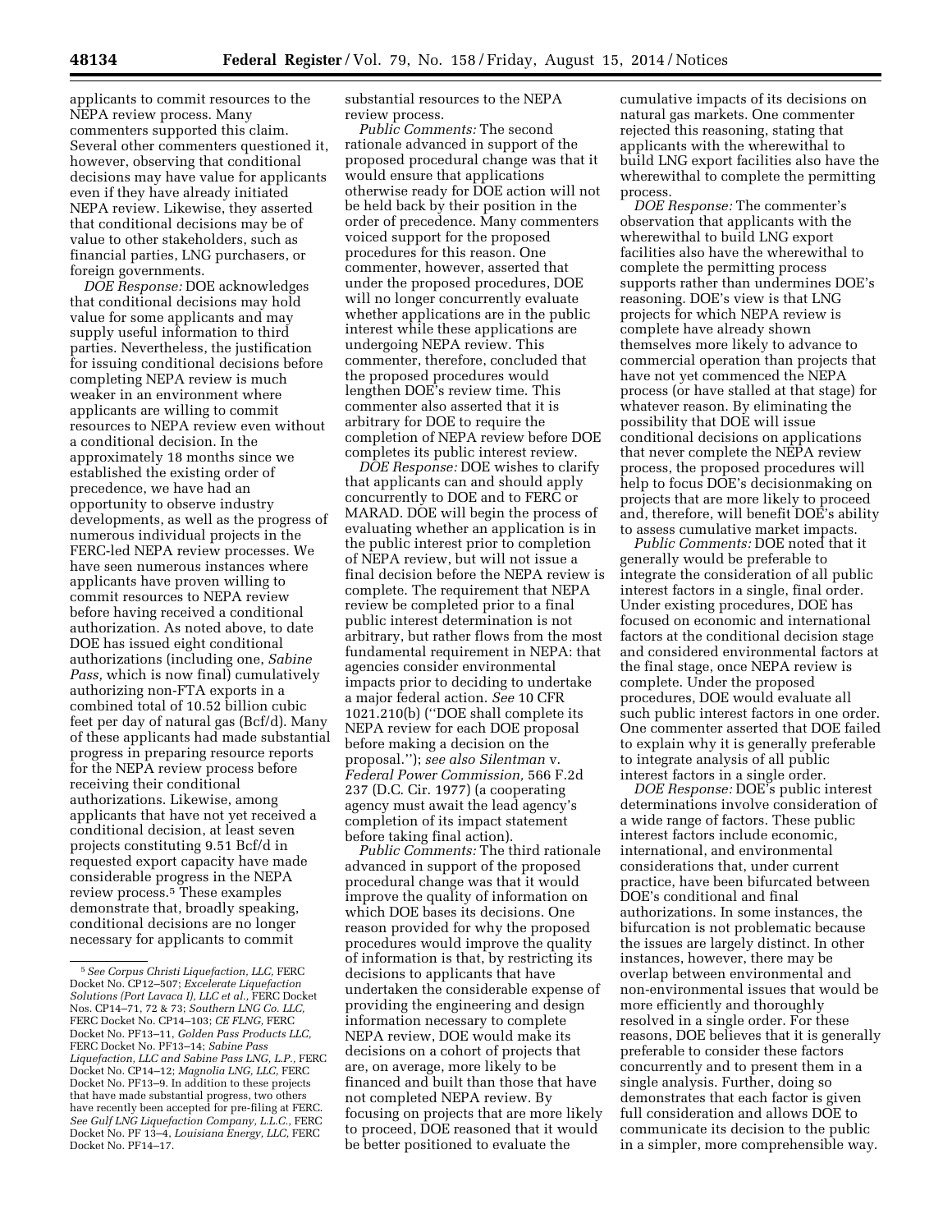applicants to commit resources to the NEPA review process. Many commenters supported this claim. Several other commenters questioned it, however, observing that conditional decisions may have value for applicants even if they have already initiated NEPA review. Likewise, they asserted that conditional decisions may be of value to other stakeholders, such as financial parties, LNG purchasers, or foreign governments.

*DOE Response:* DOE acknowledges that conditional decisions may hold value for some applicants and may supply useful information to third parties. Nevertheless, the justification for issuing conditional decisions before completing NEPA review is much weaker in an environment where applicants are willing to commit resources to NEPA review even without a conditional decision. In the approximately 18 months since we established the existing order of precedence, we have had an opportunity to observe industry developments, as well as the progress of numerous individual projects in the FERC-led NEPA review processes. We have seen numerous instances where applicants have proven willing to commit resources to NEPA review before having received a conditional authorization. As noted above, to date DOE has issued eight conditional authorizations (including one, *Sabine Pass,* which is now final) cumulatively authorizing non-FTA exports in a combined total of 10.52 billion cubic feet per day of natural gas (Bcf/d). Many of these applicants had made substantial progress in preparing resource reports for the NEPA review process before receiving their conditional authorizations. Likewise, among applicants that have not yet received a conditional decision, at least seven projects constituting 9.51 Bcf/d in requested export capacity have made considerable progress in the NEPA review process.[5] These examples demonstrate that, broadly speaking, conditional decisions are no longer necessary for applicants to commit substantial resources to the NEPA review process.

*Public Comments:* The second rationale advanced in support of the proposed procedural change was that it would ensure that applications otherwise ready for DOE action will not be held back by their position in the order of precedence. Many commenters voiced support for the proposed procedures for this reason. One commenter, however, asserted that under the proposed procedures, DOE will no longer concurrently evaluate whether applications are in the public interest while these applications are undergoing NEPA review. This commenter, therefore, concluded that the proposed procedures would lengthen DOE's review time. This commenter also asserted that it is arbitrary for DOE to require the completion of NEPA review before DOE completes its public interest review.

*DOE Response:* DOE wishes to clarify that applicants can and should apply concurrently to DOE and to FERC or MARAD. DOE will begin the process of evaluating whether an application is in the public interest prior to completion of NEPA review, but will not issue a final decision before the NEPA review is complete. The requirement that NEPA review be completed prior to a final public interest determination is not arbitrary, but rather flows from the most fundamental requirement in NEPA: that agencies consider environmental impacts prior to deciding to undertake a major federal action. *See* 10 CFR 1021.210(b) (''DOE shall complete its NEPA review for each DOE proposal before making a decision on the proposal.''); *see also Silentman* v. *Federal Power Commission,* 566 F.2d 237 (D.C. Cir. 1977) (a cooperating agency must await the lead agency's completion of its impact statement before taking final action).

*Public Comments:* The third rationale advanced in support of the proposed procedural change was that it would improve the quality of information on which DOE bases its decisions. One reason provided for why the proposed procedures would improve the quality of information is that, by restricting its decisions to applicants that have undertaken the considerable expense of providing the engineering and design information necessary to complete NEPA review, DOE would make its decisions on a cohort of projects that are, on average, more likely to be financed and built than those that have not completed NEPA review. By focusing on projects that are more likely to proceed, DOE reasoned that it would be better positioned to evaluate the cumulative impacts of its decisions on natural gas markets. One commenter rejected this reasoning, stating that applicants with the wherewithal to build LNG export facilities also have the wherewithal to complete the permitting process.

*DOE Response:* The commenter's observation that applicants with the wherewithal to build LNG export facilities also have the wherewithal to complete the permitting process supports rather than undermines DOE's reasoning. DOE's view is that LNG projects for which NEPA review is complete have already shown themselves more likely to advance to commercial operation than projects that have not yet commenced the NEPA process (or have stalled at that stage) for whatever reason. By eliminating the possibility that DOE will issue conditional decisions on applications that never complete the NEPA review process, the proposed procedures will help to focus DOE's decisionmaking on projects that are more likely to proceed and, therefore, will benefit DOE's ability to assess cumulative market impacts.

*Public Comments:* DOE noted that it generally would be preferable to integrate the consideration of all public interest factors in a single, final order. Under existing procedures, DOE has focused on economic and international factors at the conditional decision stage and considered environmental factors at the final stage, once NEPA review is complete. Under the proposed procedures, DOE would evaluate all such public interest factors in one order. One commenter asserted that DOE failed to explain why it is generally preferable to integrate analysis of all public interest factors in a single order.

*DOE Response:* DOE's public interest determinations involve consideration of a wide range of factors. These public interest factors include economic, international, and environmental considerations that, under current practice, have been bifurcated between DOE's conditional and final authorizations. In some instances, the bifurcation is not problematic because the issues are largely distinct. In other instances, however, there may be overlap between environmental and non-environmental issues that would be more efficiently and thoroughly resolved in a single order. For these reasons, DOE believes that it is generally preferable to consider these factors concurrently and to present them in a single analysis. Further, doing so demonstrates that each factor is given full consideration and allows DOE to communicate its decision to the public in a simpler, more comprehensible way.

---

[5] *See Corpus Christi Liquefaction, LLC,* FERC Docket No. CP12–507; *Excelerate Liquefaction Solutions (Port Lavaca I), LLC et al.,* FERC Docket Nos. CP14–71, 72 & 73; *Southern LNG Co. LLC,* FERC Docket No. CP14–103; *CE FLNG,* FERC Docket No. PF13–11, *Golden Pass Products LLC,* FERC Docket No. PF13–14; *Sabine Pass Liquefaction, LLC and Sabine Pass LNG, L.P.,* FERC Docket No. CP14–12; *Magnolia LNG, LLC,* FERC Docket No. PF13–9. In addition to these projects that have made substantial progress, two others have recently been accepted for pre-filing at FERC. *See Gulf LNG Liquefaction Company, L.L.C.,* FERC Docket No. PF 13–4, *Louisiana Energy, LLC,* FERC Docket No. PF14–17.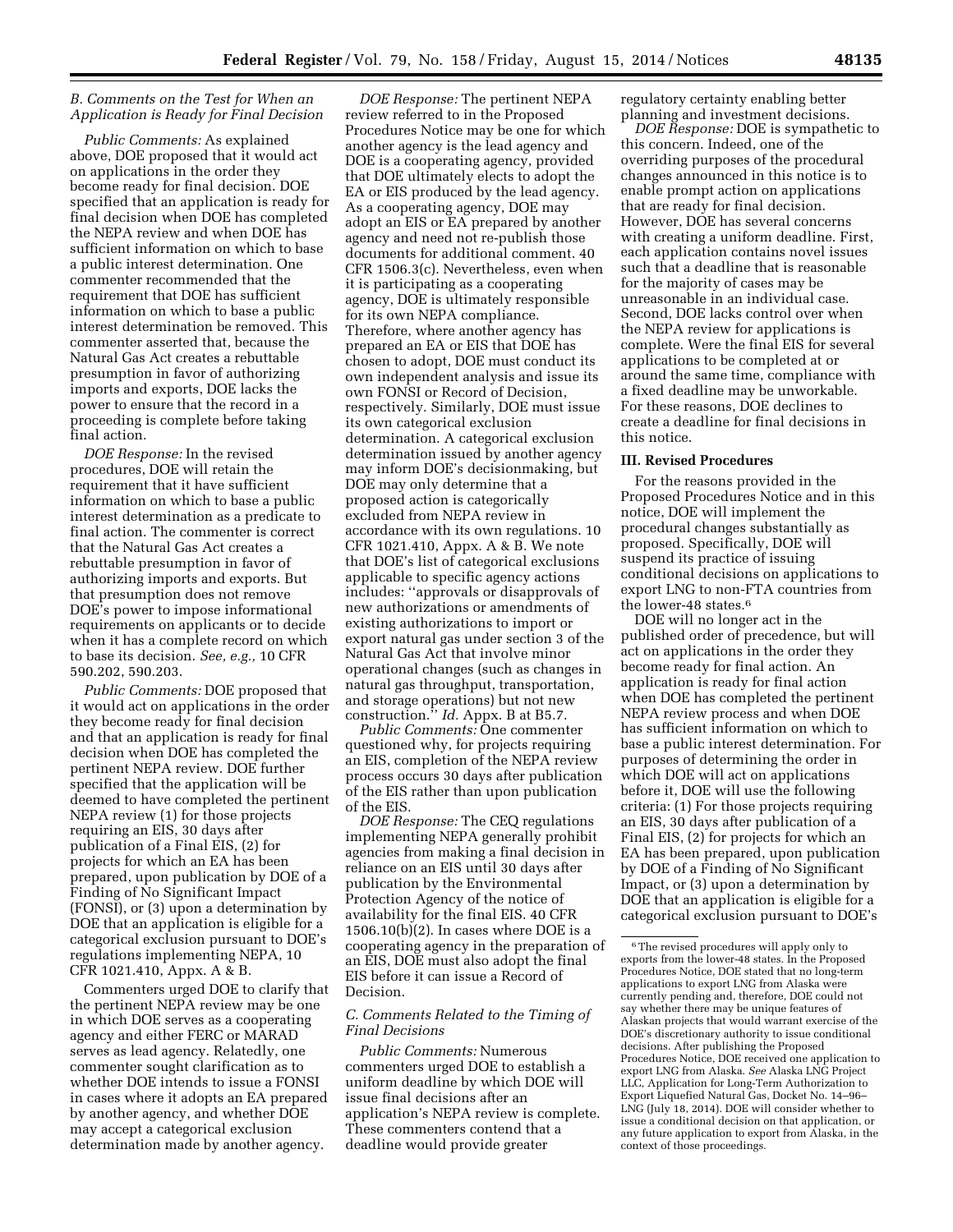### B. Comments on the Test for When an Application is Ready for Final Decision

*Public Comments:* As explained above, DOE proposed that it would act on applications in the order they become ready for final decision. DOE specified that an application is ready for final decision when DOE has completed the NEPA review and when DOE has sufficient information on which to base a public interest determination. One commenter recommended that the requirement that DOE has sufficient information on which to base a public interest determination be removed. This commenter asserted that, because the Natural Gas Act creates a rebuttable presumption in favor of authorizing imports and exports, DOE lacks the power to ensure that the record in a proceeding is complete before taking final action.

*DOE Response:* In the revised procedures, DOE will retain the requirement that it have sufficient information on which to base a public interest determination as a predicate to final action. The commenter is correct that the Natural Gas Act creates a rebuttable presumption in favor of authorizing imports and exports. But that presumption does not remove DOE's power to impose informational requirements on applicants or to decide when it has a complete record on which to base its decision. *See, e.g.,* 10 CFR 590.202, 590.203.

*Public Comments:* DOE proposed that it would act on applications in the order they become ready for final decision and that an application is ready for final decision when DOE has completed the pertinent NEPA review. DOE further specified that the application will be deemed to have completed the pertinent NEPA review (1) for those projects requiring an EIS, 30 days after publication of a Final EIS, (2) for projects for which an EA has been prepared, upon publication by DOE of a Finding of No Significant Impact (FONSI), or (3) upon a determination by DOE that an application is eligible for a categorical exclusion pursuant to DOE's regulations implementing NEPA, 10 CFR 1021.410, Appx. A & B.

Commenters urged DOE to clarify that the pertinent NEPA review may be one in which DOE serves as a cooperating agency and either FERC or MARAD serves as lead agency. Relatedly, one commenter sought clarification as to whether DOE intends to issue a FONSI in cases where it adopts an EA prepared by another agency, and whether DOE may accept a categorical exclusion determination made by another agency.

*DOE Response:* The pertinent NEPA review referred to in the Proposed Procedures Notice may be one for which another agency is the lead agency and DOE is a cooperating agency, provided that DOE ultimately elects to adopt the EA or EIS produced by the lead agency. As a cooperating agency, DOE may adopt an EIS or EA prepared by another agency and need not re-publish those documents for additional comment. 40 CFR 1506.3(c). Nevertheless, even when it is participating as a cooperating agency, DOE is ultimately responsible for its own NEPA compliance. Therefore, where another agency has prepared an EA or EIS that DOE has chosen to adopt, DOE must conduct its own independent analysis and issue its own FONSI or Record of Decision, respectively. Similarly, DOE must issue its own categorical exclusion determination. A categorical exclusion determination issued by another agency may inform DOE's decisionmaking, but DOE may only determine that a proposed action is categorically excluded from NEPA review in accordance with its own regulations. 10 CFR 1021.410, Appx. A & B. We note that DOE's list of categorical exclusions applicable to specific agency actions includes: ''approvals or disapprovals of new authorizations or amendments of existing authorizations to import or export natural gas under section 3 of the Natural Gas Act that involve minor operational changes (such as changes in natural gas throughput, transportation, and storage operations) but not new construction.'' *Id.* Appx. B at B5.7.

*Public Comments:* One commenter questioned why, for projects requiring an EIS, completion of the NEPA review process occurs 30 days after publication of the EIS rather than upon publication of the EIS.

*DOE Response:* The CEQ regulations implementing NEPA generally prohibit agencies from making a final decision in reliance on an EIS until 30 days after publication by the Environmental Protection Agency of the notice of availability for the final EIS. 40 CFR 1506.10(b)(2). In cases where DOE is a cooperating agency in the preparation of an EIS, DOE must also adopt the final EIS before it can issue a Record of Decision.

### C. Comments Related to the Timing of Final Decisions

*Public Comments:* Numerous commenters urged DOE to establish a uniform deadline by which DOE will issue final decisions after an application's NEPA review is complete. These commenters contend that a deadline would provide greater regulatory certainty enabling better planning and investment decisions.

*DOE Response:* DOE is sympathetic to this concern. Indeed, one of the overriding purposes of the procedural changes announced in this notice is to enable prompt action on applications that are ready for final decision. However, DOE has several concerns with creating a uniform deadline. First, each application contains novel issues such that a deadline that is reasonable for the majority of cases may be unreasonable in an individual case. Second, DOE lacks control over when the NEPA review for applications is complete. Were the final EIS for several applications to be completed at or around the same time, compliance with a fixed deadline may be unworkable. For these reasons, DOE declines to create a deadline for final decisions in this notice.

## III. Revised Procedures

For the reasons provided in the Proposed Procedures Notice and in this notice, DOE will implement the procedural changes substantially as proposed. Specifically, DOE will suspend its practice of issuing conditional decisions on applications to export LNG to non-FTA countries from the lower-48 states.[6]

DOE will no longer act in the published order of precedence, but will act on applications in the order they become ready for final action. An application is ready for final action when DOE has completed the pertinent NEPA review process and when DOE has sufficient information on which to base a public interest determination. For purposes of determining the order in which DOE will act on applications before it, DOE will use the following criteria: (1) For those projects requiring an EIS, 30 days after publication of a Final EIS, (2) for projects for which an EA has been prepared, upon publication by DOE of a Finding of No Significant Impact, or (3) upon a determination by DOE that an application is eligible for a categorical exclusion pursuant to DOE's

---

[6] The revised procedures will apply only to exports from the lower-48 states. In the Proposed Procedures Notice, DOE stated that no long-term applications to export LNG from Alaska were currently pending and, therefore, DOE could not say whether there may be unique features of Alaskan projects that would warrant exercise of the DOE's discretionary authority to issue conditional decisions. After publishing the Proposed Procedures Notice, DOE received one application to export LNG from Alaska. *See* Alaska LNG Project LLC, Application for Long-Term Authorization to Export Liquefied Natural Gas, Docket No. 14–96–LNG (July 18, 2014). DOE will consider whether to issue a conditional decision on that application, or any future application to export from Alaska, in the context of those proceedings.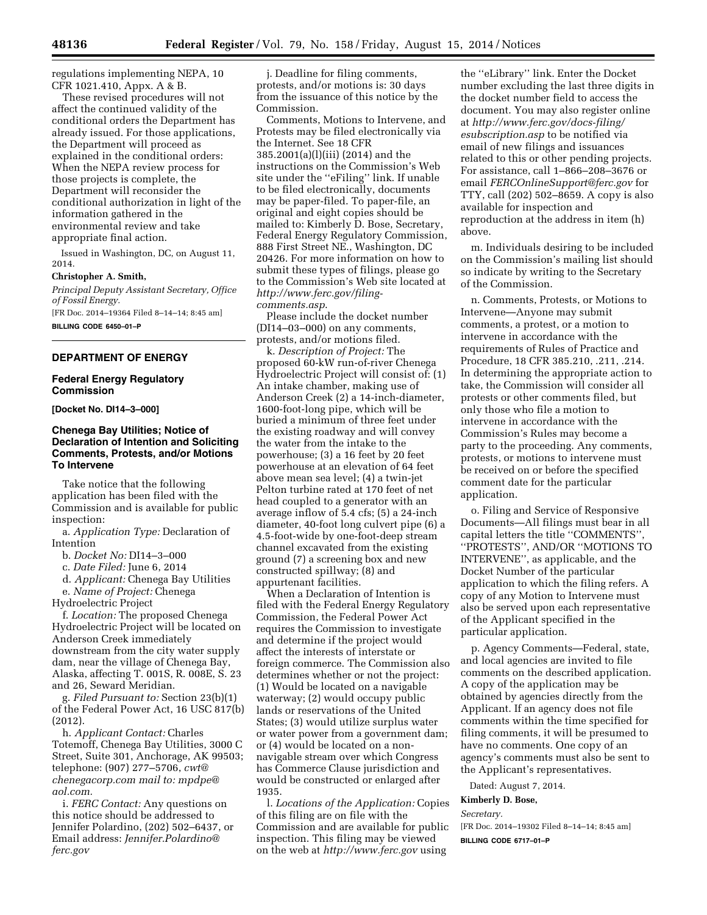regulations implementing NEPA, 10 CFR 1021.410, Appx. A & B.

These revised procedures will not affect the continued validity of the conditional orders the Department has already issued. For those applications, the Department will proceed as explained in the conditional orders: When the NEPA review process for those projects is complete, the Department will reconsider the conditional authorization in light of the information gathered in the environmental review and take appropriate final action.

Issued in Washington, DC, on August 11, 2014.

**Christopher A. Smith,**

*Principal Deputy Assistant Secretary, Office of Fossil Energy.*

[FR Doc. 2014–19364 Filed 8–14–14; 8:45 am]

**BILLING CODE 6450–01–P**

## DEPARTMENT OF ENERGY

### Federal Energy Regulatory Commission

**[Docket No. DI14–3–000]**

### Chenega Bay Utilities; Notice of Declaration of Intention and Soliciting Comments, Protests, and/or Motions To Intervene

Take notice that the following application has been filed with the Commission and is available for public inspection:

a. *Application Type:* Declaration of Intention

b. *Docket No:* DI14–3–000

c. *Date Filed:* June 6, 2014

d. *Applicant:* Chenega Bay Utilities

e. *Name of Project:* Chenega Hydroelectric Project

f. *Location:* The proposed Chenega Hydroelectric Project will be located on Anderson Creek immediately downstream from the city water supply dam, near the village of Chenega Bay, Alaska, affecting T. 001S, R. 008E, S. 23 and 26, Seward Meridian.

g. *Filed Pursuant to:* Section 23(b)(1) of the Federal Power Act, 16 USC 817(b) (2012).

h. *Applicant Contact:* Charles Totemoff, Chenega Bay Utilities, 3000 C Street, Suite 301, Anchorage, AK 99503; telephone: (907) 277–5706, *cwt@chenegacorp.com mail to: mpdpe@aol.com.*

i. *FERC Contact:* Any questions on this notice should be addressed to Jennifer Polardino, (202) 502–6437, or Email address: *Jennifer.Polardino@ferc.gov*

j. Deadline for filing comments, protests, and/or motions is: 30 days from the issuance of this notice by the Commission.

Comments, Motions to Intervene, and Protests may be filed electronically via the Internet. See 18 CFR 385.2001(a)(l)(iii) (2014) and the instructions on the Commission's Web site under the ''eFiling'' link. If unable to be filed electronically, documents may be paper-filed. To paper-file, an original and eight copies should be mailed to: Kimberly D. Bose, Secretary, Federal Energy Regulatory Commission, 888 First Street NE., Washington, DC 20426. For more information on how to submit these types of filings, please go to the Commission's Web site located at *http://www.ferc.gov/filing-comments.asp*.

Please include the docket number (DI14–03–000) on any comments, protests, and/or motions filed.

k. *Description of Project:* The proposed 60-kW run-of-river Chenega Hydroelectric Project will consist of: (1) An intake chamber, making use of Anderson Creek (2) a 14-inch-diameter, 1600-foot-long pipe, which will be buried a minimum of three feet under the existing roadway and will convey the water from the intake to the powerhouse; (3) a 16 feet by 20 feet powerhouse at an elevation of 64 feet above mean sea level; (4) a twin-jet Pelton turbine rated at 170 feet of net head coupled to a generator with an average inflow of 5.4 cfs; (5) a 24-inch diameter, 40-foot long culvert pipe (6) a 4.5-foot-wide by one-foot-deep stream channel excavated from the existing ground (7) a screening box and new constructed spillway; (8) and appurtenant facilities.

When a Declaration of Intention is filed with the Federal Energy Regulatory Commission, the Federal Power Act requires the Commission to investigate and determine if the project would affect the interests of interstate or foreign commerce. The Commission also determines whether or not the project: (1) Would be located on a navigable waterway; (2) would occupy public lands or reservations of the United States; (3) would utilize surplus water or water power from a government dam; or (4) would be located on a non-navigable stream over which Congress has Commerce Clause jurisdiction and would be constructed or enlarged after 1935.

l. *Locations of the Application:* Copies of this filing are on file with the Commission and are available for public inspection. This filing may be viewed on the web at *http://www.ferc.gov* using the ''eLibrary'' link. Enter the Docket number excluding the last three digits in the docket number field to access the document. You may also register online at *http://www.ferc.gov/docs-filing/esubscription.asp* to be notified via email of new filings and issuances related to this or other pending projects. For assistance, call 1–866–208–3676 or email *FERCOnlineSupport@ferc.gov* for TTY, call (202) 502–8659. A copy is also available for inspection and reproduction at the address in item (h) above.

m. Individuals desiring to be included on the Commission's mailing list should so indicate by writing to the Secretary of the Commission.

n. Comments, Protests, or Motions to Intervene—Anyone may submit comments, a protest, or a motion to intervene in accordance with the requirements of Rules of Practice and Procedure, 18 CFR 385.210, .211, .214. In determining the appropriate action to take, the Commission will consider all protests or other comments filed, but only those who file a motion to intervene in accordance with the Commission's Rules may become a party to the proceeding. Any comments, protests, or motions to intervene must be received on or before the specified comment date for the particular application.

o. Filing and Service of Responsive Documents—All filings must bear in all capital letters the title ''COMMENTS'', ''PROTESTS'', AND/OR ''MOTIONS TO INTERVENE'', as applicable, and the Docket Number of the particular application to which the filing refers. A copy of any Motion to Intervene must also be served upon each representative of the Applicant specified in the particular application.

p. Agency Comments—Federal, state, and local agencies are invited to file comments on the described application. A copy of the application may be obtained by agencies directly from the Applicant. If an agency does not file comments within the time specified for filing comments, it will be presumed to have no comments. One copy of an agency's comments must also be sent to the Applicant's representatives.

Dated: August 7, 2014.

**Kimberly D. Bose,**

*Secretary.*

[FR Doc. 2014–19302 Filed 8–14–14; 8:45 am]

**BILLING CODE 6717–01–P**